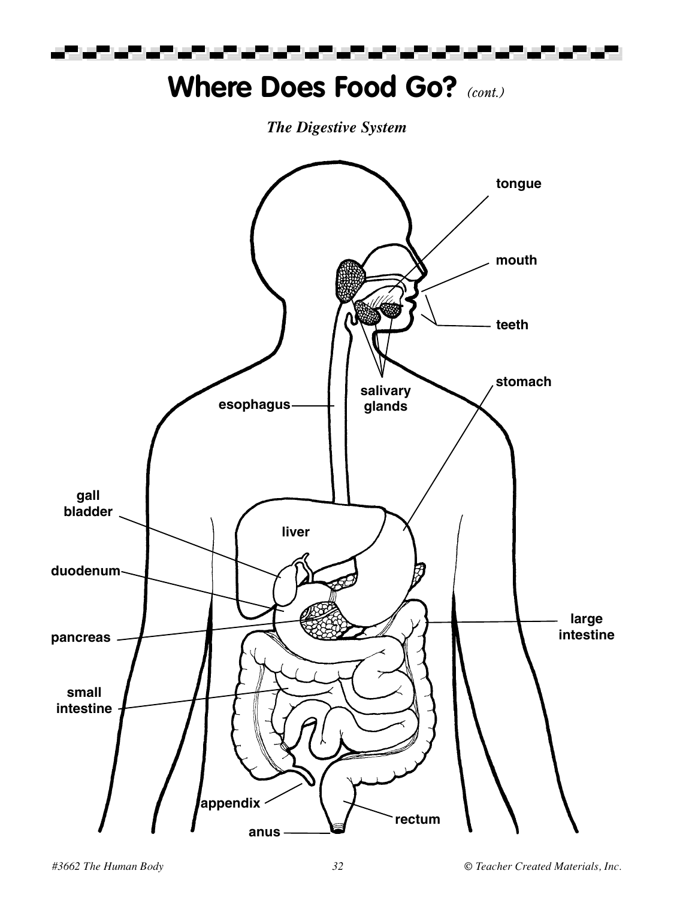# Where Does Food Go? *(cont.)*

*The Digestive System*

tongue

mouth

teeth

salivary glands

esophagus

stomach

gall bladder

liver

duodenum

pancreas

large intestine

small intestine

appendix

rectum

anus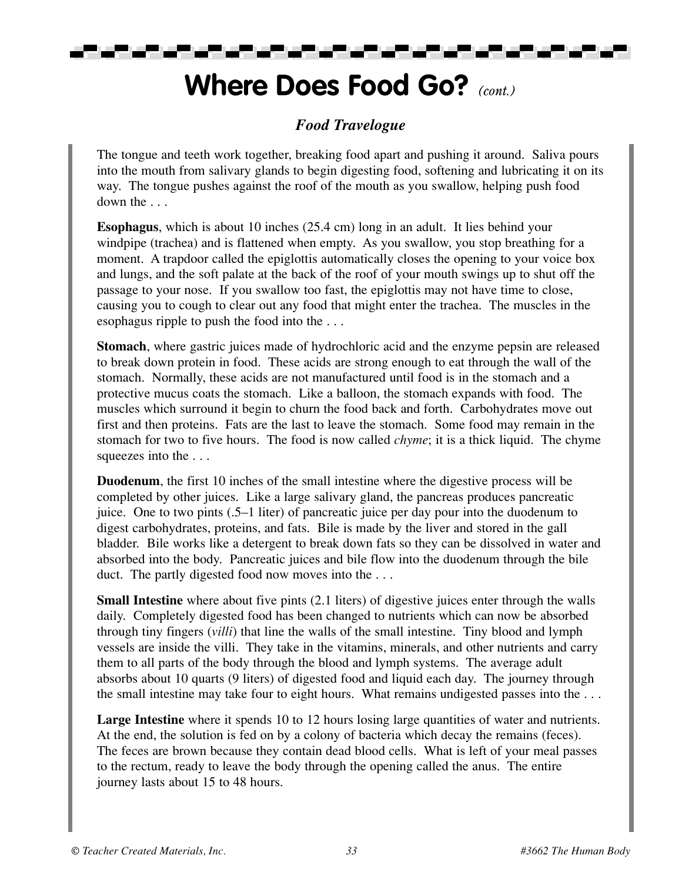# Where Does Food Go? *(cont.)*

### *Food Travelogue*

The tongue and teeth work together, breaking food apart and pushing it around. Saliva pours into the mouth from salivary glands to begin digesting food, softening and lubricating it on its way. The tongue pushes against the roof of the mouth as you swallow, helping push food down the . . .

**Esophagus**, which is about 10 inches (25.4 cm) long in an adult. It lies behind your windpipe (trachea) and is flattened when empty. As you swallow, you stop breathing for a moment. A trapdoor called the epiglottis automatically closes the opening to your voice box and lungs, and the soft palate at the back of the roof of your mouth swings up to shut off the passage to your nose. If you swallow too fast, the epiglottis may not have time to close, causing you to cough to clear out any food that might enter the trachea. The muscles in the esophagus ripple to push the food into the . . .

**Stomach**, where gastric juices made of hydrochloric acid and the enzyme pepsin are released to break down protein in food. These acids are strong enough to eat through the wall of the stomach. Normally, these acids are not manufactured until food is in the stomach and a protective mucus coats the stomach. Like a balloon, the stomach expands with food. The muscles which surround it begin to churn the food back and forth. Carbohydrates move out first and then proteins. Fats are the last to leave the stomach. Some food may remain in the stomach for two to five hours. The food is now called *chyme*; it is a thick liquid. The chyme squeezes into the . . .

**Duodenum**, the first 10 inches of the small intestine where the digestive process will be completed by other juices. Like a large salivary gland, the pancreas produces pancreatic juice. One to two pints (.5–1 liter) of pancreatic juice per day pour into the duodenum to digest carbohydrates, proteins, and fats. Bile is made by the liver and stored in the gall bladder. Bile works like a detergent to break down fats so they can be dissolved in water and absorbed into the body. Pancreatic juices and bile flow into the duodenum through the bile duct. The partly digested food now moves into the . . .

**Small Intestine** where about five pints (2.1 liters) of digestive juices enter through the walls daily. Completely digested food has been changed to nutrients which can now be absorbed through tiny fingers (*villi*) that line the walls of the small intestine. Tiny blood and lymph vessels are inside the villi. They take in the vitamins, minerals, and other nutrients and carry them to all parts of the body through the blood and lymph systems. The average adult absorbs about 10 quarts (9 liters) of digested food and liquid each day. The journey through the small intestine may take four to eight hours. What remains undigested passes into the . . .

**Large Intestine** where it spends 10 to 12 hours losing large quantities of water and nutrients. At the end, the solution is fed on by a colony of bacteria which decay the remains (feces). The feces are brown because they contain dead blood cells. What is left of your meal passes to the rectum, ready to leave the body through the opening called the anus. The entire journey lasts about 15 to 48 hours.